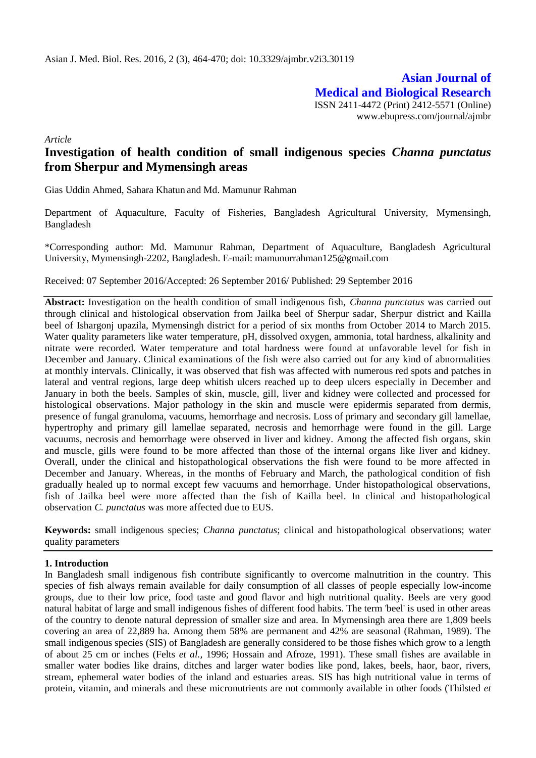Asian J. Med. Biol. Res. 2016, 2 (3), 464-470; doi: 10.3329/ajmbr.v2i3.30119

**Asian Journal of Medical and Biological Research**

ISSN 2411-4472 (Print) 2412-5571 (Online)
www.ebupress.com/journal/ajmbr

*Article*

# Investigation of health condition of small indigenous species *Channa punctatus* from Sherpur and Mymensingh areas

Gias Uddin Ahmed, Sahara Khatun and Md. Mamunur Rahman

Department of Aquaculture, Faculty of Fisheries, Bangladesh Agricultural University, Mymensingh, Bangladesh

*Corresponding author: Md. Mamunur Rahman, Department of Aquaculture, Bangladesh Agricultural University, Mymensingh-2202, Bangladesh. E-mail: mamunurrahman125@gmail.com

Received: 07 September 2016/Accepted: 26 September 2016/ Published: 29 September 2016

**Abstract:** Investigation on the health condition of small indigenous fish, *Channa punctatus* was carried out through clinical and histological observation from Jailka beel of Sherpur sadar, Sherpur district and Kailla beel of Ishargonj upazila, Mymensingh district for a period of six months from October 2014 to March 2015. Water quality parameters like water temperature, pH, dissolved oxygen, ammonia, total hardness, alkalinity and nitrate were recorded. Water temperature and total hardness were found at unfavorable level for fish in December and January. Clinical examinations of the fish were also carried out for any kind of abnormalities at monthly intervals. Clinically, it was observed that fish was affected with numerous red spots and patches in lateral and ventral regions, large deep whitish ulcers reached up to deep ulcers especially in December and January in both the beels. Samples of skin, muscle, gill, liver and kidney were collected and processed for histological observations. Major pathology in the skin and muscle were epidermis separated from dermis, presence of fungal granuloma, vacuums, hemorrhage and necrosis. Loss of primary and secondary gill lamellae, hypertrophy and primary gill lamellae separated, necrosis and hemorrhage were found in the gill. Large vacuums, necrosis and hemorrhage were observed in liver and kidney. Among the affected fish organs, skin and muscle, gills were found to be more affected than those of the internal organs like liver and kidney. Overall, under the clinical and histopathological observations the fish were found to be more affected in December and January. Whereas, in the months of February and March, the pathological condition of fish gradually healed up to normal except few vacuums and hemorrhage. Under histopathological observations, fish of Jailka beel were more affected than the fish of Kailla beel. In clinical and histopathological observation *C. punctatus* was more affected due to EUS.

**Keywords:** small indigenous species; *Channa punctatus*; clinical and histopathological observations; water quality parameters

## 1. Introduction

In Bangladesh small indigenous fish contribute significantly to overcome malnutrition in the country. This species of fish always remain available for daily consumption of all classes of people especially low-income groups, due to their low price, food taste and good flavor and high nutritional quality. Beels are very good natural habitat of large and small indigenous fishes of different food habits. The term 'beel' is used in other areas of the country to denote natural depression of smaller size and area. In Mymensingh area there are 1,809 beels covering an area of 22,889 ha. Among them 58% are permanent and 42% are seasonal (Rahman, 1989). The small indigenous species (SIS) of Bangladesh are generally considered to be those fishes which grow to a length of about 25 cm or inches (Felts *et al.,* 1996; Hossain and Afroze, 1991). These small fishes are available in smaller water bodies like drains, ditches and larger water bodies like pond, lakes, beels, haor, baor, rivers, stream, ephemeral water bodies of the inland and estuaries areas. SIS has high nutritional value in terms of protein, vitamin, and minerals and these micronutrients are not commonly available in other foods (Thilsted *et*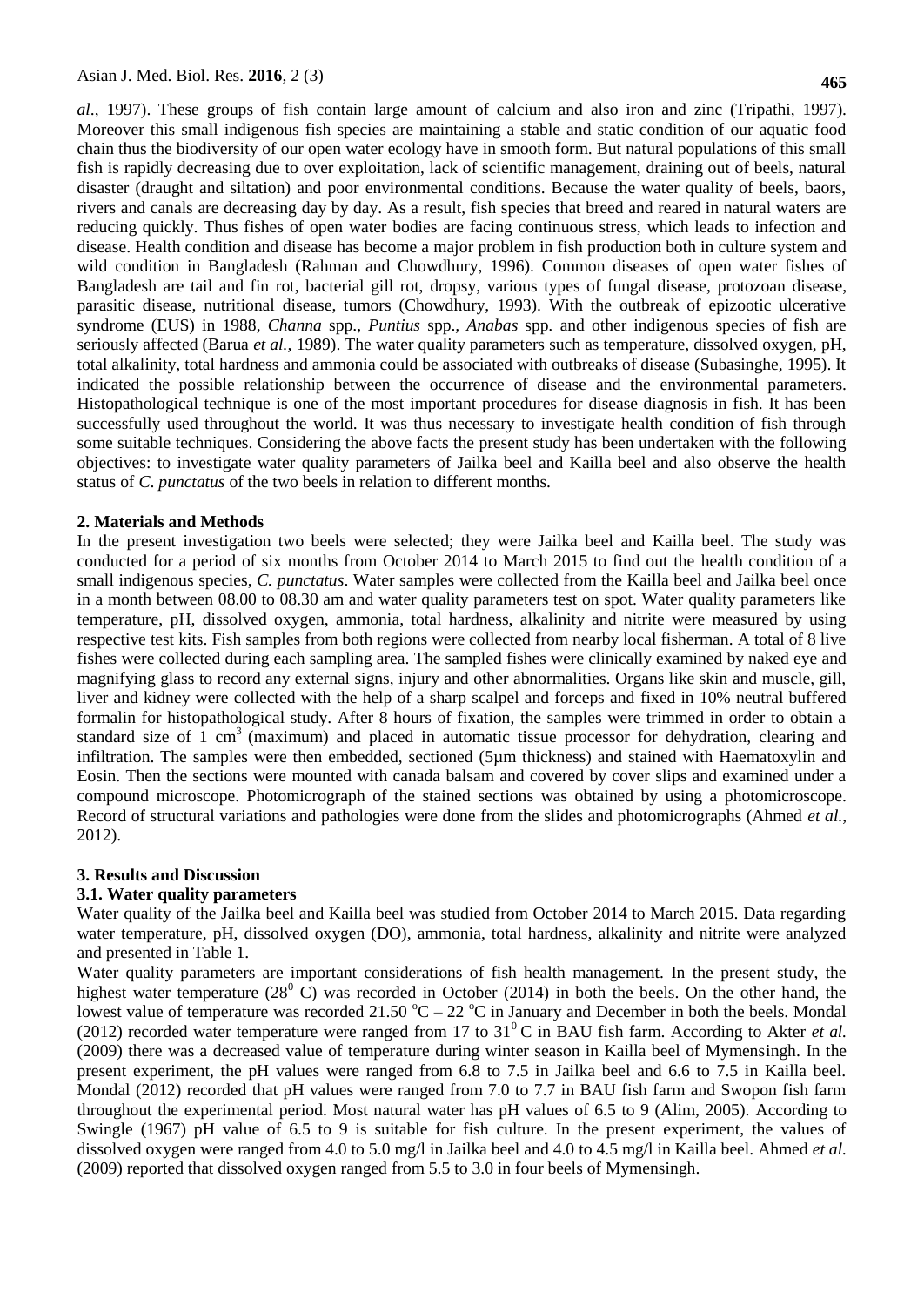*al*., 1997). These groups of fish contain large amount of calcium and also iron and zinc (Tripathi, 1997). Moreover this small indigenous fish species are maintaining a stable and static condition of our aquatic food chain thus the biodiversity of our open water ecology have in smooth form. But natural populations of this small fish is rapidly decreasing due to over exploitation, lack of scientific management, draining out of beels, natural disaster (draught and siltation) and poor environmental conditions. Because the water quality of beels, baors, rivers and canals are decreasing day by day. As a result, fish species that breed and reared in natural waters are reducing quickly. Thus fishes of open water bodies are facing continuous stress, which leads to infection and disease. Health condition and disease has become a major problem in fish production both in culture system and wild condition in Bangladesh (Rahman and Chowdhury, 1996). Common diseases of open water fishes of Bangladesh are tail and fin rot, bacterial gill rot, dropsy, various types of fungal disease, protozoan disease, parasitic disease, nutritional disease, tumors (Chowdhury, 1993). With the outbreak of epizootic ulcerative syndrome (EUS) in 1988, *Channa* spp., *Puntius* spp., *Anabas* spp. and other indigenous species of fish are seriously affected (Barua *et al.*, 1989). The water quality parameters such as temperature, dissolved oxygen, pH, total alkalinity, total hardness and ammonia could be associated with outbreaks of disease (Subasinghe, 1995). It indicated the possible relationship between the occurrence of disease and the environmental parameters. Histopathological technique is one of the most important procedures for disease diagnosis in fish. It has been successfully used throughout the world. It was thus necessary to investigate health condition of fish through some suitable techniques. Considering the above facts the present study has been undertaken with the following objectives: to investigate water quality parameters of Jailka beel and Kailla beel and also observe the health status of *C. punctatus* of the two beels in relation to different months.

## 2. Materials and Methods

In the present investigation two beels were selected; they were Jailka beel and Kailla beel. The study was conducted for a period of six months from October 2014 to March 2015 to find out the health condition of a small indigenous species, *C. punctatus*. Water samples were collected from the Kailla beel and Jailka beel once in a month between 08.00 to 08.30 am and water quality parameters test on spot. Water quality parameters like temperature, pH, dissolved oxygen, ammonia, total hardness, alkalinity and nitrite were measured by using respective test kits. Fish samples from both regions were collected from nearby local fisherman. A total of 8 live fishes were collected during each sampling area. The sampled fishes were clinically examined by naked eye and magnifying glass to record any external signs, injury and other abnormalities. Organs like skin and muscle, gill, liver and kidney were collected with the help of a sharp scalpel and forceps and fixed in 10% neutral buffered formalin for histopathological study. After 8 hours of fixation, the samples were trimmed in order to obtain a standard size of 1 $cm^3$ (maximum) and placed in automatic tissue processor for dehydration, clearing and infiltration. The samples were then embedded, sectioned (5µm thickness) and stained with Haematoxylin and Eosin. Then the sections were mounted with canada balsam and covered by cover slips and examined under a compound microscope. Photomicrograph of the stained sections was obtained by using a photomicroscope. Record of structural variations and pathologies were done from the slides and photomicrographs (Ahmed *et al.*, 2012).

## 3. Results and Discussion

### 3.1. Water quality parameters

Water quality of the Jailka beel and Kailla beel was studied from October 2014 to March 2015. Data regarding water temperature, pH, dissolved oxygen (DO), ammonia, total hardness, alkalinity and nitrite were analyzed and presented in Table 1.

Water quality parameters are important considerations of fish health management. In the present study, the highest water temperature ($28^0$ C) was recorded in October (2014) in both the beels. On the other hand, the lowest value of temperature was recorded 21.50 $^oC$ – 22 $^oC$ in January and December in both the beels. Mondal (2012) recorded water temperature were ranged from 17 to $31^0$ C in BAU fish farm. According to Akter *et al.* (2009) there was a decreased value of temperature during winter season in Kailla beel of Mymensingh. In the present experiment, the pH values were ranged from 6.8 to 7.5 in Jailka beel and 6.6 to 7.5 in Kailla beel. Mondal (2012) recorded that pH values were ranged from 7.0 to 7.7 in BAU fish farm and Swopon fish farm throughout the experimental period. Most natural water has pH values of 6.5 to 9 (Alim, 2005). According to Swingle (1967) pH value of 6.5 to 9 is suitable for fish culture. In the present experiment, the values of dissolved oxygen were ranged from 4.0 to 5.0 mg/l in Jailka beel and 4.0 to 4.5 mg/l in Kailla beel. Ahmed *et al.* (2009) reported that dissolved oxygen ranged from 5.5 to 3.0 in four beels of Mymensingh.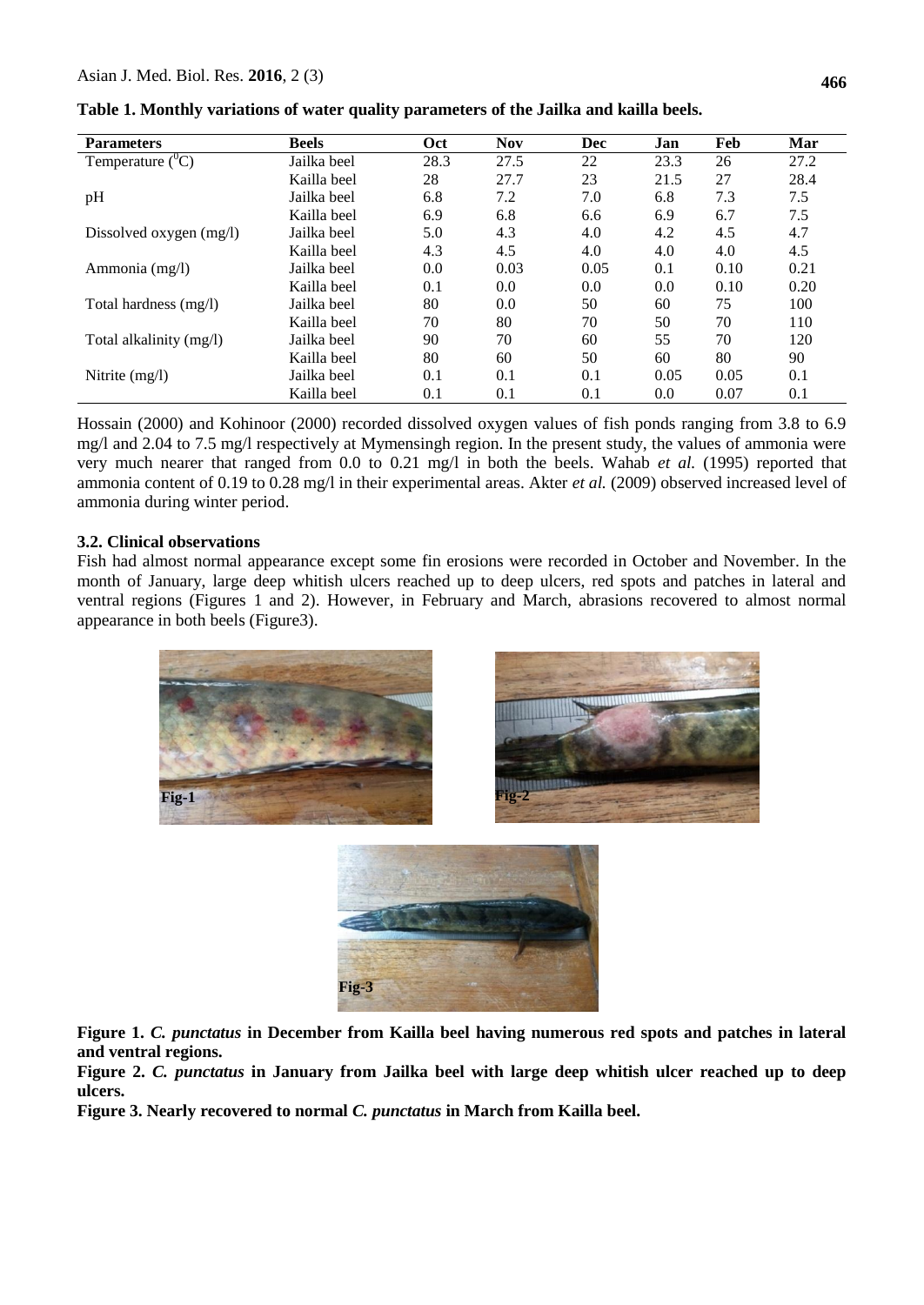**Table 1. Monthly variations of water quality parameters of the Jailka and kailla beels.**

| Parameters | Beels | Oct | Nov | Dec | Jan | Feb | Mar |
|---|---|---|---|---|---|---|---|
| Temperature ($^0$C) | Jailka beel | 28.3 | 27.5 | 22 | 23.3 | 26 | 27.2 |
| | Kailla beel | 28 | 27.7 | 23 | 21.5 | 27 | 28.4 |
| pH | Jailka beel | 6.8 | 7.2 | 7.0 | 6.8 | 7.3 | 7.5 |
| | Kailla beel | 6.9 | 6.8 | 6.6 | 6.9 | 6.7 | 7.5 |
| Dissolved oxygen (mg/l) | Jailka beel | 5.0 | 4.3 | 4.0 | 4.2 | 4.5 | 4.7 |
| | Kailla beel | 4.3 | 4.5 | 4.0 | 4.0 | 4.0 | 4.5 |
| Ammonia (mg/l) | Jailka beel | 0.0 | 0.03 | 0.05 | 0.1 | 0.10 | 0.21 |
| | Kailla beel | 0.1 | 0.0 | 0.0 | 0.0 | 0.10 | 0.20 |
| Total hardness (mg/l) | Jailka beel | 80 | 0.0 | 50 | 60 | 75 | 100 |
| | Kailla beel | 70 | 80 | 70 | 50 | 70 | 110 |
| Total alkalinity (mg/l) | Jailka beel | 90 | 70 | 60 | 55 | 70 | 120 |
| | Kailla beel | 80 | 60 | 50 | 60 | 80 | 90 |
| Nitrite (mg/l) | Jailka beel | 0.1 | 0.1 | 0.1 | 0.05 | 0.05 | 0.1 |
| | Kailla beel | 0.1 | 0.1 | 0.1 | 0.0 | 0.07 | 0.1 |

Hossain (2000) and Kohinoor (2000) recorded dissolved oxygen values of fish ponds ranging from 3.8 to 6.9 mg/l and 2.04 to 7.5 mg/l respectively at Mymensingh region. In the present study, the values of ammonia were very much nearer that ranged from 0.0 to 0.21 mg/l in both the beels. Wahab *et al.* (1995) reported that ammonia content of 0.19 to 0.28 mg/l in their experimental areas. Akter *et al.* (2009) observed increased level of ammonia during winter period.

### 3.2. Clinical observations

Fish had almost normal appearance except some fin erosions were recorded in October and November. In the month of January, large deep whitish ulcers reached up to deep ulcers, red spots and patches in lateral and ventral regions (Figures 1 and 2). However, in February and March, abrasions recovered to almost normal appearance in both beels (Figure3).

Fig-1

Fig-2

Fig-3

**Figure 1. *C. punctatus* in December from Kailla beel having numerous red spots and patches in lateral and ventral regions.**

**Figure 2. *C. punctatus* in January from Jailka beel with large deep whitish ulcer reached up to deep ulcers.**

**Figure 3. Nearly recovered to normal *C. punctatus* in March from Kailla beel.**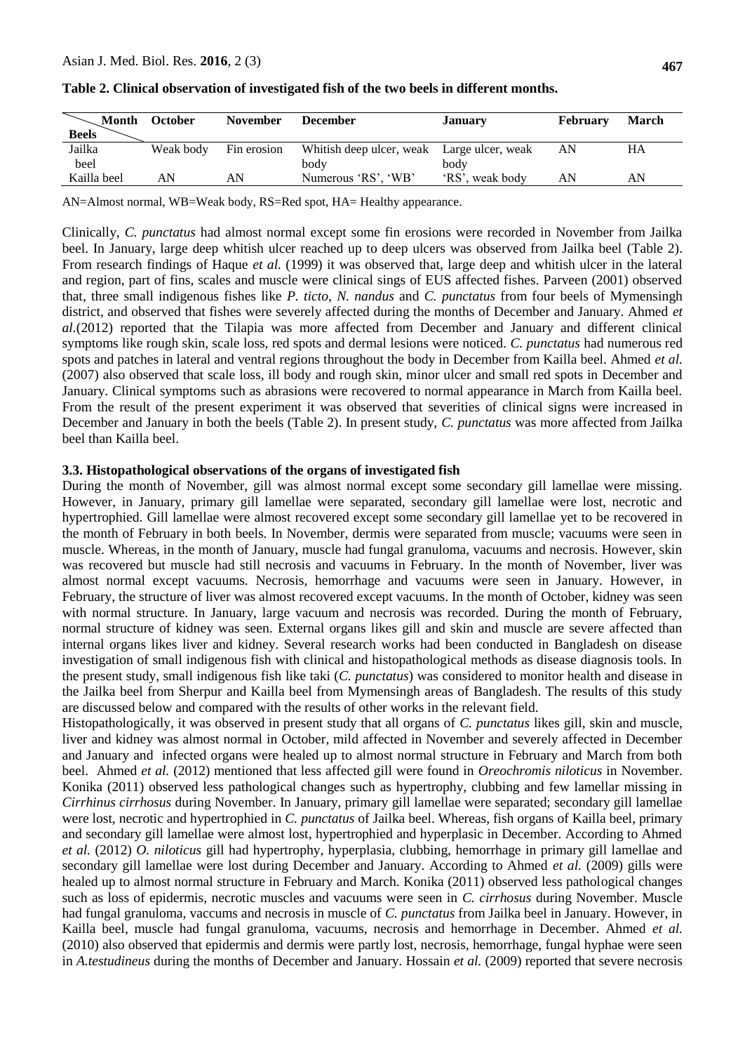**Table 2. Clinical observation of investigated fish of the two beels in different months.**

| Beels \ Month | October | November | December | January | February | March |
|---|---|---|---|---|---|---|
| Jailka beel | Weak body | Fin erosion | Whitish deep ulcer, weak body | Large ulcer, weak body | AN | HA |
| Kailla beel | AN | AN | Numerous 'RS', 'WB' | 'RS', weak body | AN | AN |

AN=Almost normal, WB=Weak body, RS=Red spot, HA= Healthy appearance.

Clinically, *C. punctatus* had almost normal except some fin erosions were recorded in November from Jailka beel. In January, large deep whitish ulcer reached up to deep ulcers was observed from Jailka beel (Table 2). From research findings of Haque *et al.* (1999) it was observed that, large deep and whitish ulcer in the lateral and region, part of fins, scales and muscle were clinical sings of EUS affected fishes. Parveen (2001) observed that, three small indigenous fishes like *P. ticto*, *N. nandus* and *C. punctatus* from four beels of Mymensingh district, and observed that fishes were severely affected during the months of December and January. Ahmed *et al.*(2012) reported that the Tilapia was more affected from December and January and different clinical symptoms like rough skin, scale loss, red spots and dermal lesions were noticed. *C. punctatus* had numerous red spots and patches in lateral and ventral regions throughout the body in December from Kailla beel. Ahmed *et al.* (2007) also observed that scale loss, ill body and rough skin, minor ulcer and small red spots in December and January. Clinical symptoms such as abrasions were recovered to normal appearance in March from Kailla beel. From the result of the present experiment it was observed that severities of clinical signs were increased in December and January in both the beels (Table 2). In present study, *C. punctatus* was more affected from Jailka beel than Kailla beel.

### 3.3. Histopathological observations of the organs of investigated fish

During the month of November, gill was almost normal except some secondary gill lamellae were missing. However, in January, primary gill lamellae were separated, secondary gill lamellae were lost, necrotic and hypertrophied. Gill lamellae were almost recovered except some secondary gill lamellae yet to be recovered in the month of February in both beels. In November, dermis were separated from muscle; vacuums were seen in muscle. Whereas, in the month of January, muscle had fungal granuloma, vacuums and necrosis. However, skin was recovered but muscle had still necrosis and vacuums in February. In the month of November, liver was almost normal except vacuums. Necrosis, hemorrhage and vacuums were seen in January. However, in February, the structure of liver was almost recovered except vacuums. In the month of October, kidney was seen with normal structure. In January, large vacuum and necrosis was recorded. During the month of February, normal structure of kidney was seen. External organs likes gill and skin and muscle are severe affected than internal organs likes liver and kidney. Several research works had been conducted in Bangladesh on disease investigation of small indigenous fish with clinical and histopathological methods as disease diagnosis tools. In the present study, small indigenous fish like taki (*C. punctatus*) was considered to monitor health and disease in the Jailka beel from Sherpur and Kailla beel from Mymensingh areas of Bangladesh. The results of this study are discussed below and compared with the results of other works in the relevant field.

Histopathologically, it was observed in present study that all organs of *C. punctatus* likes gill, skin and muscle, liver and kidney was almost normal in October, mild affected in November and severely affected in December and January and infected organs were healed up to almost normal structure in February and March from both beel. Ahmed *et al.* (2012) mentioned that less affected gill were found in *Oreochromis niloticus* in November. Konika (2011) observed less pathological changes such as hypertrophy, clubbing and few lamellar missing in *Cirrhinus cirrhosus* during November. In January, primary gill lamellae were separated; secondary gill lamellae were lost, necrotic and hypertrophied in *C. punctatus* of Jailka beel. Whereas, fish organs of Kailla beel, primary and secondary gill lamellae were almost lost, hypertrophied and hyperplasic in December. According to Ahmed *et al.* (2012) *O. niloticus* gill had hypertrophy, hyperplasia, clubbing, hemorrhage in primary gill lamellae and secondary gill lamellae were lost during December and January. According to Ahmed *et al.* (2009) gills were healed up to almost normal structure in February and March. Konika (2011) observed less pathological changes such as loss of epidermis, necrotic muscles and vacuums were seen in *C. cirrhosus* during November. Muscle had fungal granuloma, vaccums and necrosis in muscle of *C. punctatus* from Jailka beel in January. However, in Kailla beel, muscle had fungal granuloma, vacuums, necrosis and hemorrhage in December. Ahmed *et al.* (2010) also observed that epidermis and dermis were partly lost, necrosis, hemorrhage, fungal hyphae were seen in *A.testudineus* during the months of December and January. Hossain *et al.* (2009) reported that severe necrosis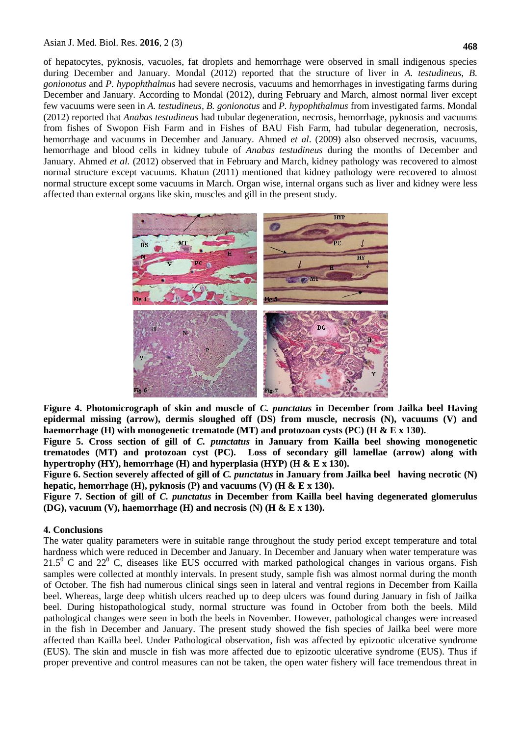of hepatocytes, pyknosis, vacuoles, fat droplets and hemorrhage were observed in small indigenous species during December and January. Mondal (2012) reported that the structure of liver in *A. testudineus*, *B. gonionotus* and *P. hypophthalmus* had severe necrosis, vacuums and hemorrhages in investigating farms during December and January. According to Mondal (2012), during February and March, almost normal liver except few vacuums were seen in *A. testudineus*, *B. gonionotus* and *P. hypophthalmus* from investigated farms. Mondal (2012) reported that *Anabas testudineus* had tubular degeneration, necrosis, hemorrhage, pyknosis and vacuums from fishes of Swopon Fish Farm and in Fishes of BAU Fish Farm, had tubular degeneration, necrosis, hemorrhage and vacuums in December and January. Ahmed *et al*. (2009) also observed necrosis, vacuums, hemorrhage and blood cells in kidney tubule of *Anabas testudineus* during the months of December and January. Ahmed *et al.* (2012) observed that in February and March, kidney pathology was recovered to almost normal structure except vacuums. Khatun (2011) mentioned that kidney pathology were recovered to almost normal structure except some vacuums in March. Organ wise, internal organs such as liver and kidney were less affected than external organs like skin, muscles and gill in the present study.

**Figure 4. Photomicrograph of skin and muscle of *C. punctatus* in December from Jailka beel Having epidermal missing (arrow), dermis sloughed off (DS) from muscle, necrosis (N), vacuums (V) and haemorrhage (H) with monogenetic trematode (MT) and protozoan cysts (PC) (H & E x 130).**

**Figure 5. Cross section of gill of *C. punctatus* in January from Kailla beel showing monogenetic trematodes (MT) and protozoan cyst (PC). Loss of secondary gill lamellae (arrow) along with hypertrophy (HY), hemorrhage (H) and hyperplasia (HYP) (H & E x 130).**

**Figure 6. Section severely affected of gill of *C. punctatus* in January from Jailka beel having necrotic (N) hepatic, hemorrhage (H), pyknosis (P) and vacuums (V) (H & E x 130).**

**Figure 7. Section of gill of *C. punctatus* in December from Kailla beel having degenerated glomerulus (DG), vacuum (V), haemorrhage (H) and necrosis (N) (H & E x 130).**

## 4. Conclusions

The water quality parameters were in suitable range throughout the study period except temperature and total hardness which were reduced in December and January. In December and January when water temperature was $21.5^0$ C and $22^0$ C, diseases like EUS occurred with marked pathological changes in various organs. Fish samples were collected at monthly intervals. In present study, sample fish was almost normal during the month of October. The fish had numerous clinical sings seen in lateral and ventral regions in December from Kailla beel. Whereas, large deep whitish ulcers reached up to deep ulcers was found during January in fish of Jailka beel. During histopathological study, normal structure was found in October from both the beels. Mild pathological changes were seen in both the beels in November. However, pathological changes were increased in the fish in December and January. The present study showed the fish species of Jailka beel were more affected than Kailla beel. Under Pathological observation, fish was affected by epizootic ulcerative syndrome (EUS). The skin and muscle in fish was more affected due to epizootic ulcerative syndrome (EUS). Thus if proper preventive and control measures can not be taken, the open water fishery will face tremendous threat in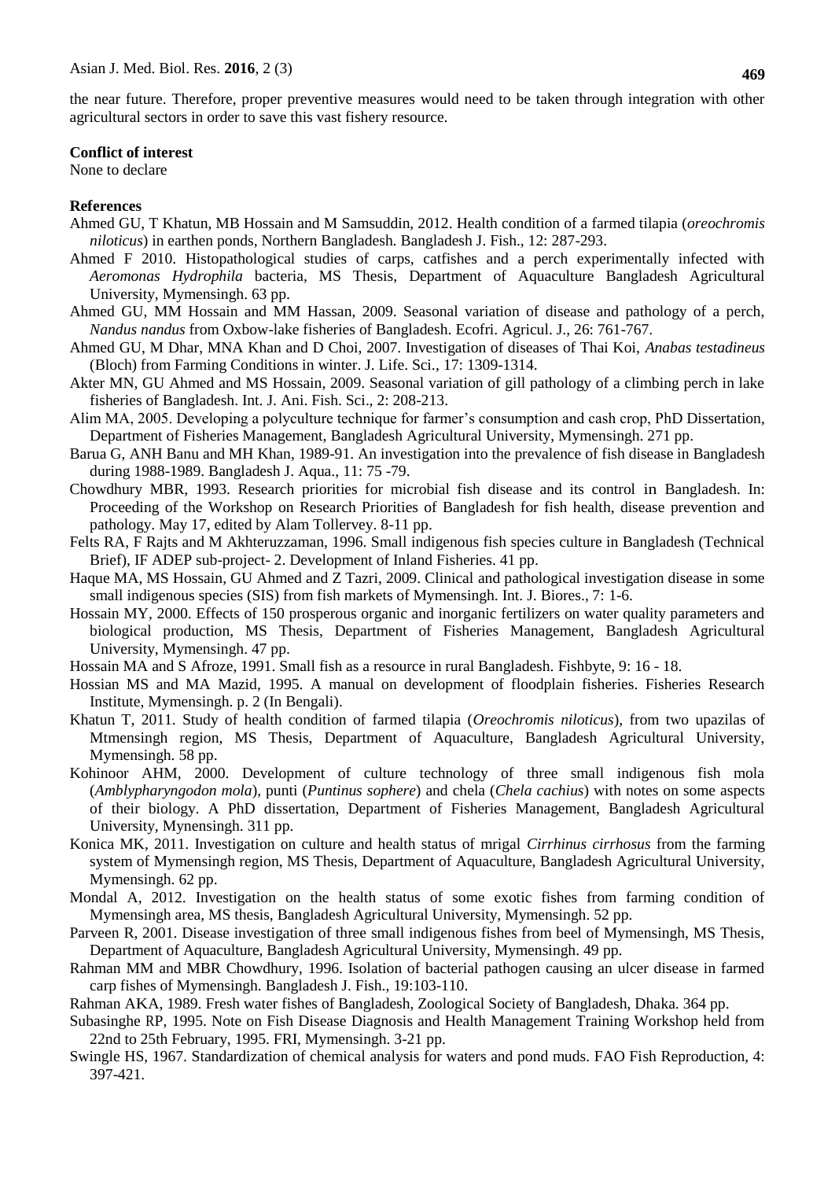the near future. Therefore, proper preventive measures would need to be taken through integration with other agricultural sectors in order to save this vast fishery resource.

**Conflict of interest**

None to declare

**References**

Ahmed GU, T Khatun, MB Hossain and M Samsuddin, 2012. Health condition of a farmed tilapia (*oreochromis niloticus*) in earthen ponds, Northern Bangladesh. Bangladesh J. Fish., 12: 287-293.

Ahmed F 2010. Histopathological studies of carps, catfishes and a perch experimentally infected with *Aeromonas Hydrophila* bacteria, MS Thesis, Department of Aquaculture Bangladesh Agricultural University, Mymensingh. 63 pp.

Ahmed GU, MM Hossain and MM Hassan, 2009. Seasonal variation of disease and pathology of a perch, *Nandus nandus* from Oxbow-lake fisheries of Bangladesh. Ecofri. Agricul. J., 26: 761-767.

Ahmed GU, M Dhar, MNA Khan and D Choi, 2007. Investigation of diseases of Thai Koi, *Anabas testadineus* (Bloch) from Farming Conditions in winter. J. Life. Sci., 17: 1309-1314.

Akter MN, GU Ahmed and MS Hossain, 2009. Seasonal variation of gill pathology of a climbing perch in lake fisheries of Bangladesh. Int. J. Ani. Fish. Sci., 2: 208-213.

Alim MA, 2005. Developing a polyculture technique for farmer's consumption and cash crop, PhD Dissertation, Department of Fisheries Management, Bangladesh Agricultural University, Mymensingh. 271 pp.

Barua G, ANH Banu and MH Khan, 1989-91. An investigation into the prevalence of fish disease in Bangladesh during 1988-1989. Bangladesh J. Aqua., 11: 75 -79.

Chowdhury MBR, 1993. Research priorities for microbial fish disease and its control in Bangladesh. In: Proceeding of the Workshop on Research Priorities of Bangladesh for fish health, disease prevention and pathology. May 17, edited by Alam Tollervey. 8-11 pp.

Felts RA, F Rajts and M Akhteruzzaman, 1996. Small indigenous fish species culture in Bangladesh (Technical Brief), IF ADEP sub-project- 2. Development of Inland Fisheries. 41 pp.

Haque MA, MS Hossain, GU Ahmed and Z Tazri, 2009. Clinical and pathological investigation disease in some small indigenous species (SIS) from fish markets of Mymensingh. Int. J. Biores., 7: 1-6.

Hossain MY, 2000. Effects of 150 prosperous organic and inorganic fertilizers on water quality parameters and biological production, MS Thesis, Department of Fisheries Management, Bangladesh Agricultural University, Mymensingh. 47 pp.

Hossain MA and S Afroze, 1991. Small fish as a resource in rural Bangladesh. Fishbyte, 9: 16 - 18.

Hossian MS and MA Mazid, 1995. A manual on development of floodplain fisheries. Fisheries Research Institute, Mymensingh. p. 2 (In Bengali).

Khatun T, 2011. Study of health condition of farmed tilapia (*Oreochromis niloticus*), from two upazilas of Mtmensingh region, MS Thesis, Department of Aquaculture, Bangladesh Agricultural University, Mymensingh. 58 pp.

Kohinoor AHM, 2000. Development of culture technology of three small indigenous fish mola (*Amblypharyngodon mola*), punti (*Puntinus sophere*) and chela (*Chela cachius*) with notes on some aspects of their biology. A PhD dissertation, Department of Fisheries Management, Bangladesh Agricultural University, Mynensingh. 311 pp.

Konica MK, 2011. Investigation on culture and health status of mrigal *Cirrhinus cirrhosus* from the farming system of Mymensingh region, MS Thesis, Department of Aquaculture, Bangladesh Agricultural University, Mymensingh. 62 pp.

Mondal A, 2012. Investigation on the health status of some exotic fishes from farming condition of Mymensingh area, MS thesis, Bangladesh Agricultural University, Mymensingh. 52 pp.

Parveen R, 2001. Disease investigation of three small indigenous fishes from beel of Mymensingh, MS Thesis, Department of Aquaculture, Bangladesh Agricultural University, Mymensingh. 49 pp.

Rahman MM and MBR Chowdhury, 1996. Isolation of bacterial pathogen causing an ulcer disease in farmed carp fishes of Mymensingh. Bangladesh J. Fish., 19:103-110.

Rahman AKA, 1989. Fresh water fishes of Bangladesh, Zoological Society of Bangladesh, Dhaka. 364 pp.

Subasinghe RP, 1995. Note on Fish Disease Diagnosis and Health Management Training Workshop held from 22nd to 25th February, 1995. FRI, Mymensingh. 3-21 pp.

Swingle HS, 1967. Standardization of chemical analysis for waters and pond muds. FAO Fish Reproduction, 4: 397-421.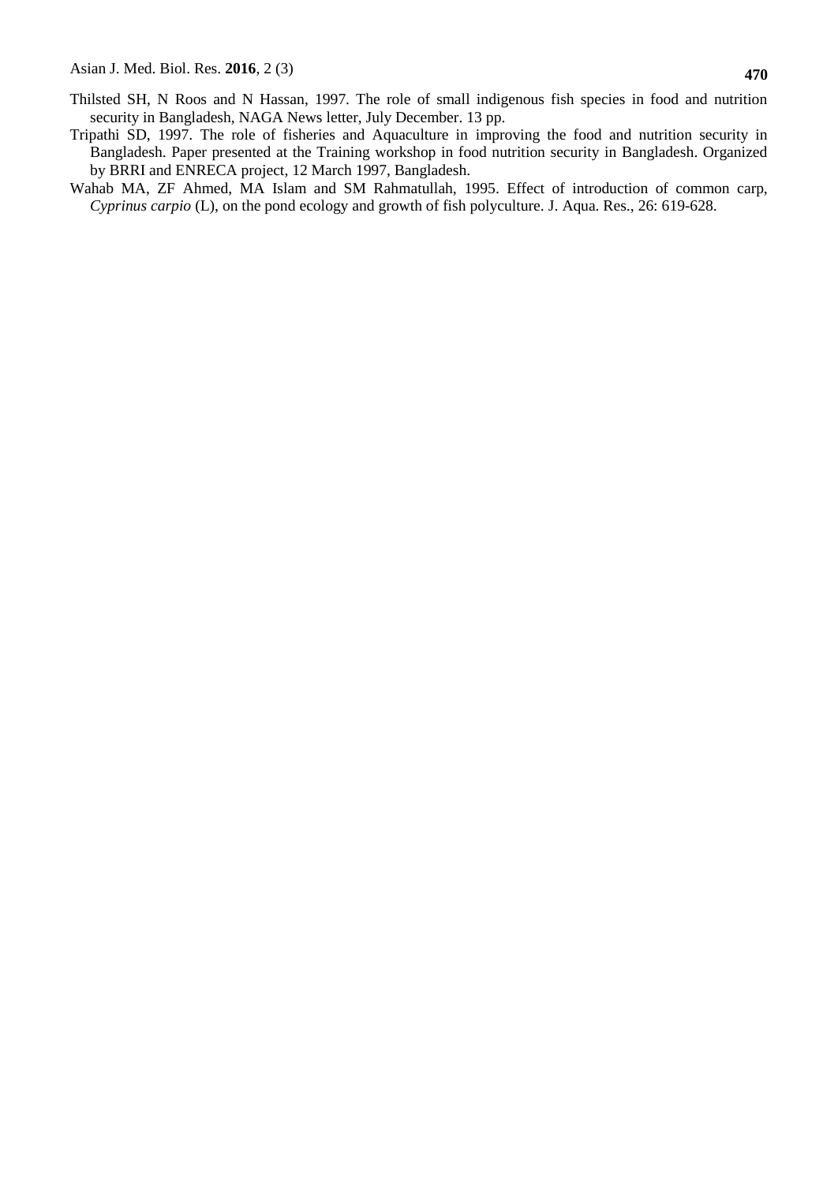Thilsted SH, N Roos and N Hassan, 1997. The role of small indigenous fish species in food and nutrition security in Bangladesh, NAGA News letter, July December. 13 pp.

Tripathi SD, 1997. The role of fisheries and Aquaculture in improving the food and nutrition security in Bangladesh. Paper presented at the Training workshop in food nutrition security in Bangladesh. Organized by BRRI and ENRECA project, 12 March 1997, Bangladesh.

Wahab MA, ZF Ahmed, MA Islam and SM Rahmatullah, 1995. Effect of introduction of common carp, *Cyprinus carpio* (L), on the pond ecology and growth of fish polyculture. J. Aqua. Res., 26: 619-628.